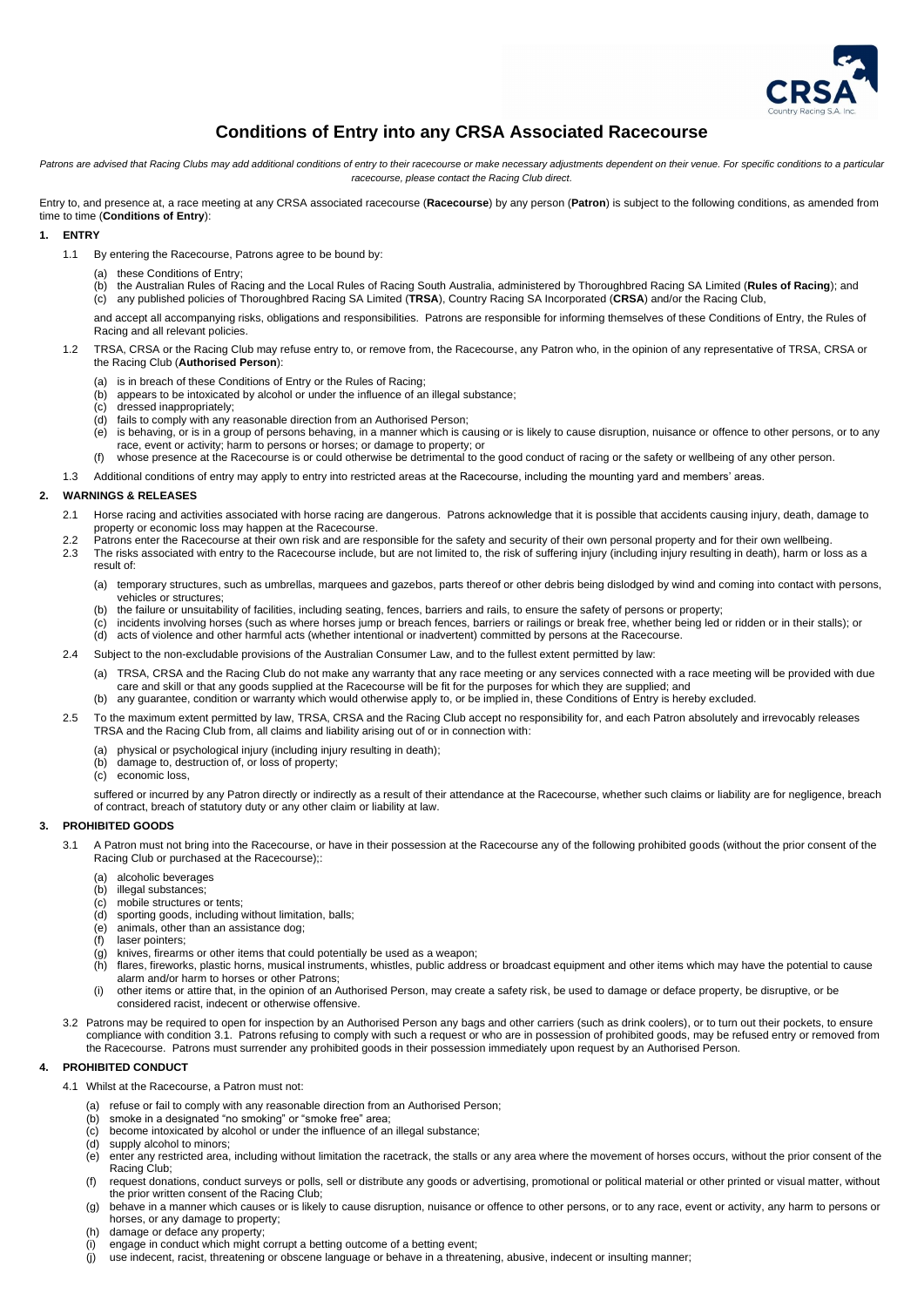# Conditions of Entry into any CRSA Associated Racecourse

*Patrons are advised that Racing Clubs may add additional conditions of entry to their racecourse or make necessary adjustments dependent on their venue. For specific conditions to a particular racecourse, please contact the Racing Club direct.*

Entry to, and presence at, a race meeting at any CRSA associated racecourse (**Racecourse**) by any person (**Patron**) is subject to the following conditions, as amended from time to time (**Conditions of Entry**):

## 1. ENTRY

1.1 By entering the Racecourse, Patrons agree to be bound by:

(a) these Conditions of Entry;
(b) the Australian Rules of Racing and the Local Rules of Racing South Australia, administered by Thoroughbred Racing SA Limited (**Rules of Racing**); and
(c) any published policies of Thoroughbred Racing SA Limited (**TRSA**), Country Racing SA Incorporated (**CRSA**) and/or the Racing Club,

and accept all accompanying risks, obligations and responsibilities. Patrons are responsible for informing themselves of these Conditions of Entry, the Rules of Racing and all relevant policies.

1.2 TRSA, CRSA or the Racing Club may refuse entry to, or remove from, the Racecourse, any Patron who, in the opinion of any representative of TRSA, CRSA or the Racing Club (**Authorised Person**):

(a) is in breach of these Conditions of Entry or the Rules of Racing;
(b) appears to be intoxicated by alcohol or under the influence of an illegal substance;
(c) dressed inappropriately;
(d) fails to comply with any reasonable direction from an Authorised Person;
(e) is behaving, or is in a group of persons behaving, in a manner which is causing or is likely to cause disruption, nuisance or offence to other persons, or to any race, event or activity; harm to persons or horses; or damage to property; or
(f) whose presence at the Racecourse is or could otherwise be detrimental to the good conduct of racing or the safety or wellbeing of any other person.

1.3 Additional conditions of entry may apply to entry into restricted areas at the Racecourse, including the mounting yard and members' areas.

## 2. WARNINGS & RELEASES

2.1 Horse racing and activities associated with horse racing are dangerous. Patrons acknowledge that it is possible that accidents causing injury, death, damage to property or economic loss may happen at the Racecourse.

2.2 Patrons enter the Racecourse at their own risk and are responsible for the safety and security of their own personal property and for their own wellbeing.

2.3 The risks associated with entry to the Racecourse include, but are not limited to, the risk of suffering injury (including injury resulting in death), harm or loss as a result of:

(a) temporary structures, such as umbrellas, marquees and gazebos, parts thereof or other debris being dislodged by wind and coming into contact with persons, vehicles or structures;
(b) the failure or unsuitability of facilities, including seating, fences, barriers and rails, to ensure the safety of persons or property;
(c) incidents involving horses (such as where horses jump or breach fences, barriers or railings or break free, whether being led or ridden or in their stalls); or
(d) acts of violence and other harmful acts (whether intentional or inadvertent) committed by persons at the Racecourse.

2.4 Subject to the non-excludable provisions of the Australian Consumer Law, and to the fullest extent permitted by law:

(a) TRSA, CRSA and the Racing Club do not make any warranty that any race meeting or any services connected with a race meeting will be provided with due care and skill or that any goods supplied at the Racecourse will be fit for the purposes for which they are supplied; and
(b) any guarantee, condition or warranty which would otherwise apply to, or be implied in, these Conditions of Entry is hereby excluded.

2.5 To the maximum extent permitted by law, TRSA, CRSA and the Racing Club accept no responsibility for, and each Patron absolutely and irrevocably releases TRSA and the Racing Club from, all claims and liability arising out of or in connection with:

(a) physical or psychological injury (including injury resulting in death);
(b) damage to, destruction of, or loss of property;
(c) economic loss,

suffered or incurred by any Patron directly or indirectly as a result of their attendance at the Racecourse, whether such claims or liability are for negligence, breach of contract, breach of statutory duty or any other claim or liability at law.

## 3. PROHIBITED GOODS

3.1 A Patron must not bring into the Racecourse, or have in their possession at the Racecourse any of the following prohibited goods (without the prior consent of the Racing Club or purchased at the Racecourse);:

(a) alcoholic beverages
(b) illegal substances;
(c) mobile structures or tents;
(d) sporting goods, including without limitation, balls;
(e) animals, other than an assistance dog;
(f) laser pointers;
(g) knives, firearms or other items that could potentially be used as a weapon;
(h) flares, fireworks, plastic horns, musical instruments, whistles, public address or broadcast equipment and other items which may have the potential to cause alarm and/or harm to horses or other Patrons;
(i) other items or attire that, in the opinion of an Authorised Person, may create a safety risk, be used to damage or deface property, be disruptive, or be considered racist, indecent or otherwise offensive.

3.2 Patrons may be required to open for inspection by an Authorised Person any bags and other carriers (such as drink coolers), or to turn out their pockets, to ensure compliance with condition 3.1. Patrons refusing to comply with such a request or who are in possession of prohibited goods, may be refused entry or removed from the Racecourse. Patrons must surrender any prohibited goods in their possession immediately upon request by an Authorised Person.

## 4. PROHIBITED CONDUCT

4.1 Whilst at the Racecourse, a Patron must not:

(a) refuse or fail to comply with any reasonable direction from an Authorised Person;
(b) smoke in a designated "no smoking" or "smoke free" area;
(c) become intoxicated by alcohol or under the influence of an illegal substance;
(d) supply alcohol to minors;
(e) enter any restricted area, including without limitation the racetrack, the stalls or any area where the movement of horses occurs, without the prior consent of the Racing Club;
(f) request donations, conduct surveys or polls, sell or distribute any goods or advertising, promotional or political material or other printed or visual matter, without the prior written consent of the Racing Club;
(g) behave in a manner which causes or is likely to cause disruption, nuisance or offence to other persons, or to any race, event or activity, any harm to persons or horses, or any damage to property;
(h) damage or deface any property;
(i) engage in conduct which might corrupt a betting outcome of a betting event;
(j) use indecent, racist, threatening or obscene language or behave in a threatening, abusive, indecent or insulting manner;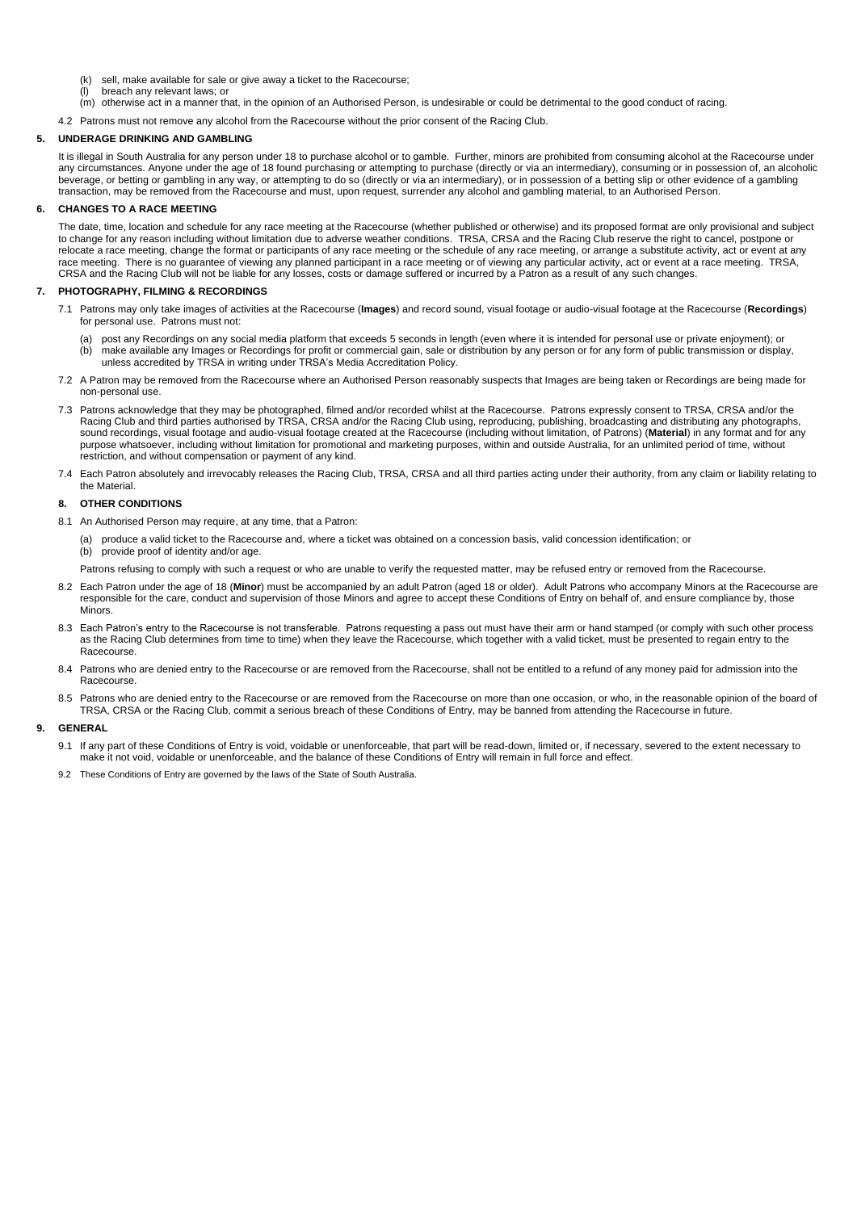(k) sell, make available for sale or give away a ticket to the Racecourse;
(l) breach any relevant laws; or
(m) otherwise act in a manner that, in the opinion of an Authorised Person, is undesirable or could be detrimental to the good conduct of racing.

4.2 Patrons must not remove any alcohol from the Racecourse without the prior consent of the Racing Club.

## 5. UNDERAGE DRINKING AND GAMBLING

It is illegal in South Australia for any person under 18 to purchase alcohol or to gamble. Further, minors are prohibited from consuming alcohol at the Racecourse under any circumstances. Anyone under the age of 18 found purchasing or attempting to purchase (directly or via an intermediary), consuming or in possession of, an alcoholic beverage, or betting or gambling in any way, or attempting to do so (directly or via an intermediary), or in possession of a betting slip or other evidence of a gambling transaction, may be removed from the Racecourse and must, upon request, surrender any alcohol and gambling material, to an Authorised Person.

## 6. CHANGES TO A RACE MEETING

The date, time, location and schedule for any race meeting at the Racecourse (whether published or otherwise) and its proposed format are only provisional and subject to change for any reason including without limitation due to adverse weather conditions. TRSA, CRSA and the Racing Club reserve the right to cancel, postpone or relocate a race meeting, change the format or participants of any race meeting or the schedule of any race meeting, or arrange a substitute activity, act or event at any race meeting. There is no guarantee of viewing any planned participant in a race meeting or of viewing any particular activity, act or event at a race meeting. TRSA, CRSA and the Racing Club will not be liable for any losses, costs or damage suffered or incurred by a Patron as a result of any such changes.

## 7. PHOTOGRAPHY, FILMING & RECORDINGS

7.1 Patrons may only take images of activities at the Racecourse (**Images**) and record sound, visual footage or audio-visual footage at the Racecourse (**Recordings**) for personal use. Patrons must not:

(a) post any Recordings on any social media platform that exceeds 5 seconds in length (even where it is intended for personal use or private enjoyment); or
(b) make available any Images or Recordings for profit or commercial gain, sale or distribution by any person or for any form of public transmission or display, unless accredited by TRSA in writing under TRSA's Media Accreditation Policy.

7.2 A Patron may be removed from the Racecourse where an Authorised Person reasonably suspects that Images are being taken or Recordings are being made for non-personal use.

7.3 Patrons acknowledge that they may be photographed, filmed and/or recorded whilst at the Racecourse. Patrons expressly consent to TRSA, CRSA and/or the Racing Club and third parties authorised by TRSA, CRSA and/or the Racing Club using, reproducing, publishing, broadcasting and distributing any photographs, sound recordings, visual footage and audio-visual footage created at the Racecourse (including without limitation, of Patrons) (**Material**) in any format and for any purpose whatsoever, including without limitation for promotional and marketing purposes, within and outside Australia, for an unlimited period of time, without restriction, and without compensation or payment of any kind.

7.4 Each Patron absolutely and irrevocably releases the Racing Club, TRSA, CRSA and all third parties acting under their authority, from any claim or liability relating to the Material.

## 8. OTHER CONDITIONS

8.1 An Authorised Person may require, at any time, that a Patron:

(a) produce a valid ticket to the Racecourse and, where a ticket was obtained on a concession basis, valid concession identification; or
(b) provide proof of identity and/or age.

Patrons refusing to comply with such a request or who are unable to verify the requested matter, may be refused entry or removed from the Racecourse.

8.2 Each Patron under the age of 18 (**Minor**) must be accompanied by an adult Patron (aged 18 or older). Adult Patrons who accompany Minors at the Racecourse are responsible for the care, conduct and supervision of those Minors and agree to accept these Conditions of Entry on behalf of, and ensure compliance by, those Minors.

8.3 Each Patron's entry to the Racecourse is not transferable. Patrons requesting a pass out must have their arm or hand stamped (or comply with such other process as the Racing Club determines from time to time) when they leave the Racecourse, which together with a valid ticket, must be presented to regain entry to the Racecourse.

8.4 Patrons who are denied entry to the Racecourse or are removed from the Racecourse, shall not be entitled to a refund of any money paid for admission into the Racecourse.

8.5 Patrons who are denied entry to the Racecourse or are removed from the Racecourse on more than one occasion, or who, in the reasonable opinion of the board of TRSA, CRSA or the Racing Club, commit a serious breach of these Conditions of Entry, may be banned from attending the Racecourse in future.

## 9. GENERAL

9.1 If any part of these Conditions of Entry is void, voidable or unenforceable, that part will be read-down, limited or, if necessary, severed to the extent necessary to make it not void, voidable or unenforceable, and the balance of these Conditions of Entry will remain in full force and effect.

9.2 These Conditions of Entry are governed by the laws of the State of South Australia.